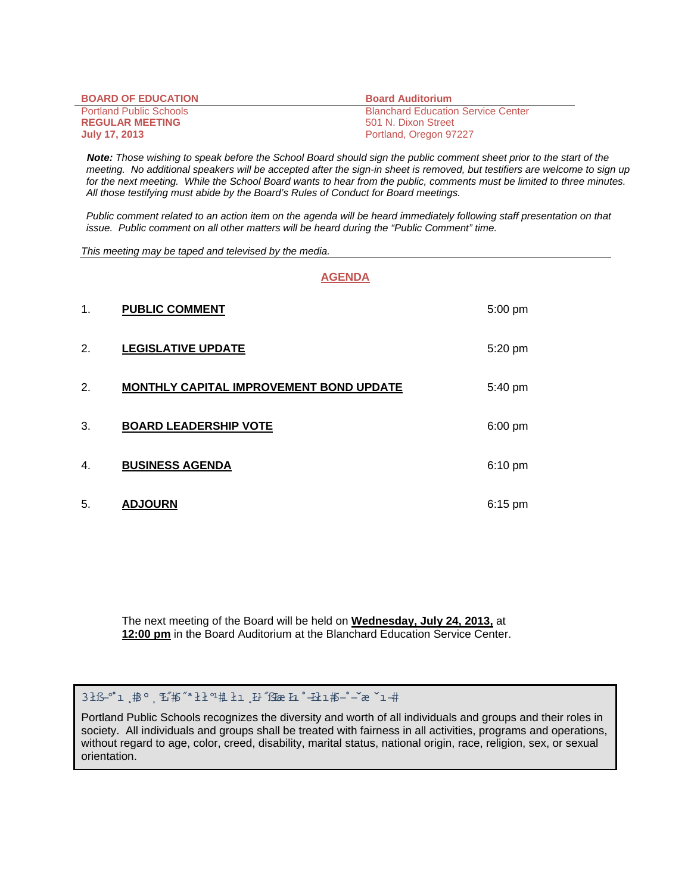| **BOARD OF EDUCATION** | **Board Auditorium** |
| --- | --- |
| Portland Public Schools | Blanchard Education Service Center |
| **REGULAR MEETING** | 501 N. Dixon Street |
| **July 17, 2013** | Portland, Oregon 97227 |

***Note:*** *Those wishing to speak before the School Board should sign the public comment sheet prior to the start of the meeting. No additional speakers will be accepted after the sign-in sheet is removed, but testifiers are welcome to sign up for the next meeting. While the School Board wants to hear from the public, comments must be limited to three minutes. All those testifying must abide by the Board's Rules of Conduct for Board meetings.*

*Public comment related to an action item on the agenda will be heard immediately following staff presentation on that issue. Public comment on all other matters will be heard during the "Public Comment" time.*

*This meeting may be taped and televised by the media.*

## AGENDA

| | | |
| --- | --- | --- |
| 1. | **PUBLIC COMMENT** | 5:00 pm |
| 2. | **LEGISLATIVE UPDATE** | 5:20 pm |
| 2. | **MONTHLY CAPITAL IMPROVEMENT BOND UPDATE** | 5:40 pm |
| 3. | **BOARD LEADERSHIP VOTE** | 6:00 pm |
| 4. | **BUSINESS AGENDA** | 6:10 pm |
| 5. | **ADJOURN** | 6:15 pm |

The next meeting of the Board will be held on **Wednesday, July 24, 2013,** at **12:00 pm** in the Board Auditorium at the Blanchard Education Service Center.

Portland Public Schools recognizes the diversity and worth of all individuals and groups and their roles in society. All individuals and groups shall be treated with fairness in all activities, programs and operations, without regard to age, color, creed, disability, marital status, national origin, race, religion, sex, or sexual orientation.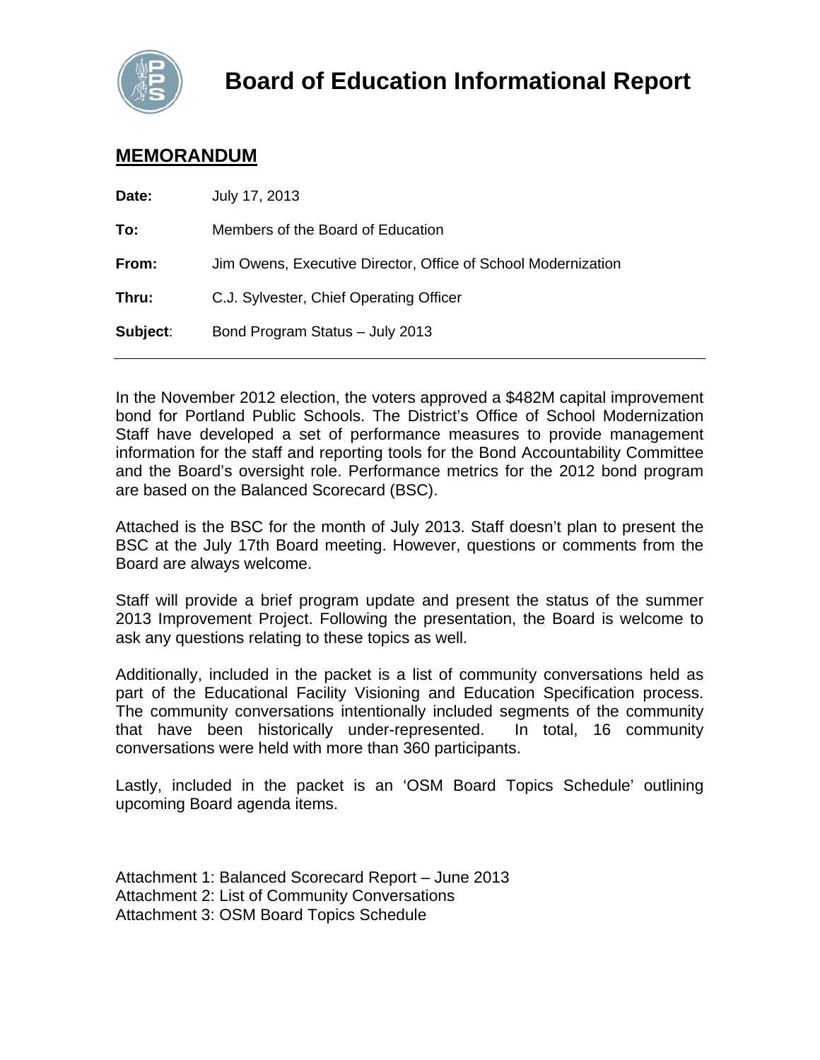# Board of Education Informational Report

## MEMORANDUM

**Date:** July 17, 2013

**To:** Members of the Board of Education

**From:** Jim Owens, Executive Director, Office of School Modernization

**Thru:** C.J. Sylvester, Chief Operating Officer

**Subject**: Bond Program Status – July 2013

---

In the November 2012 election, the voters approved a $482M capital improvement bond for Portland Public Schools. The District's Office of School Modernization Staff have developed a set of performance measures to provide management information for the staff and reporting tools for the Bond Accountability Committee and the Board's oversight role. Performance metrics for the 2012 bond program are based on the Balanced Scorecard (BSC).

Attached is the BSC for the month of July 2013. Staff doesn't plan to present the BSC at the July 17th Board meeting. However, questions or comments from the Board are always welcome.

Staff will provide a brief program update and present the status of the summer 2013 Improvement Project. Following the presentation, the Board is welcome to ask any questions relating to these topics as well.

Additionally, included in the packet is a list of community conversations held as part of the Educational Facility Visioning and Education Specification process. The community conversations intentionally included segments of the community that have been historically under-represented. In total, 16 community conversations were held with more than 360 participants.

Lastly, included in the packet is an 'OSM Board Topics Schedule' outlining upcoming Board agenda items.

Attachment 1: Balanced Scorecard Report – June 2013
Attachment 2: List of Community Conversations
Attachment 3: OSM Board Topics Schedule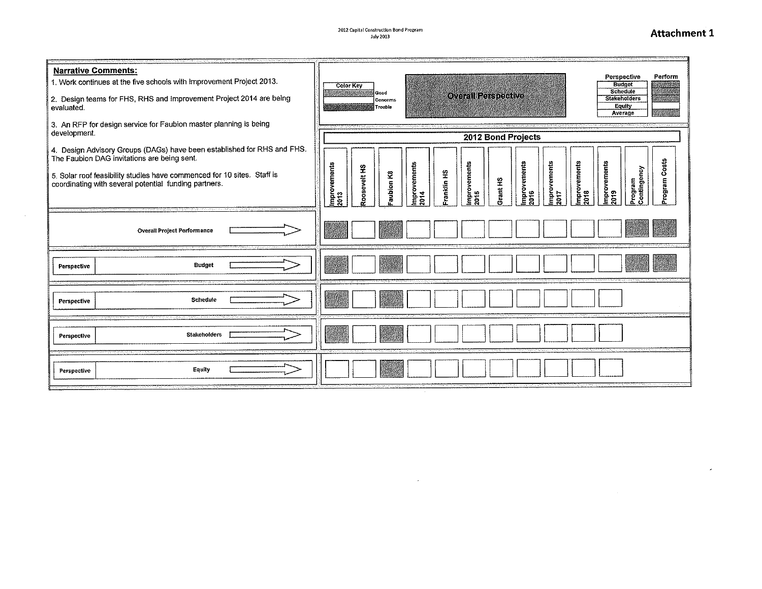2012 Capital Construction Bond Program
July 2013

**Attachment 1**

**Narrative Comments:**

1. Work continues at the five schools with Improvement Project 2013.

2. Design teams for FHS, RHS and Improvement Project 2014 are being evaluated.

3. An RFP for design service for Faubion master planning is being development.

4. Design Advisory Groups (DAGs) have been established for RHS and FHS. The Faubion DAG invitations are being sent.

5. Solar roof feasibility studies have commenced for 10 sites. Staff is coordinating with several potential funding partners.

| Color Key | |
|---|---|
| | Good |
| | Concerns |
| | Trouble |

**Overall Perspective**

| Perspective | Perform |
|---|---|
| Budget | |
| Schedule | |
| Stakeholders | |
| Equity | |
| Average | |

**2012 Bond Projects**

| | Improvements 2013 | Roosevelt HS | Faubion K8 | Improvements 2014 | Franklin HS | Improvements 2015 | Grant HS | Improvements 2016 | Improvements 2017 | Improvements 2018 | Improvements 2019 | Program Contingency | Program Costs |
|---|---|---|---|---|---|---|---|---|---|---|---|---|---|
| Overall Project Performance | | | | | | | | | | | | | |
| Perspective: Budget | | | | | | | | | | | | | |
| Perspective: Schedule | | | | | | | | | | | | | |
| Perspective: Stakeholders | | | | | | | | | | | | | |
| Perspective: Equity | | | | | | | | | | | | | |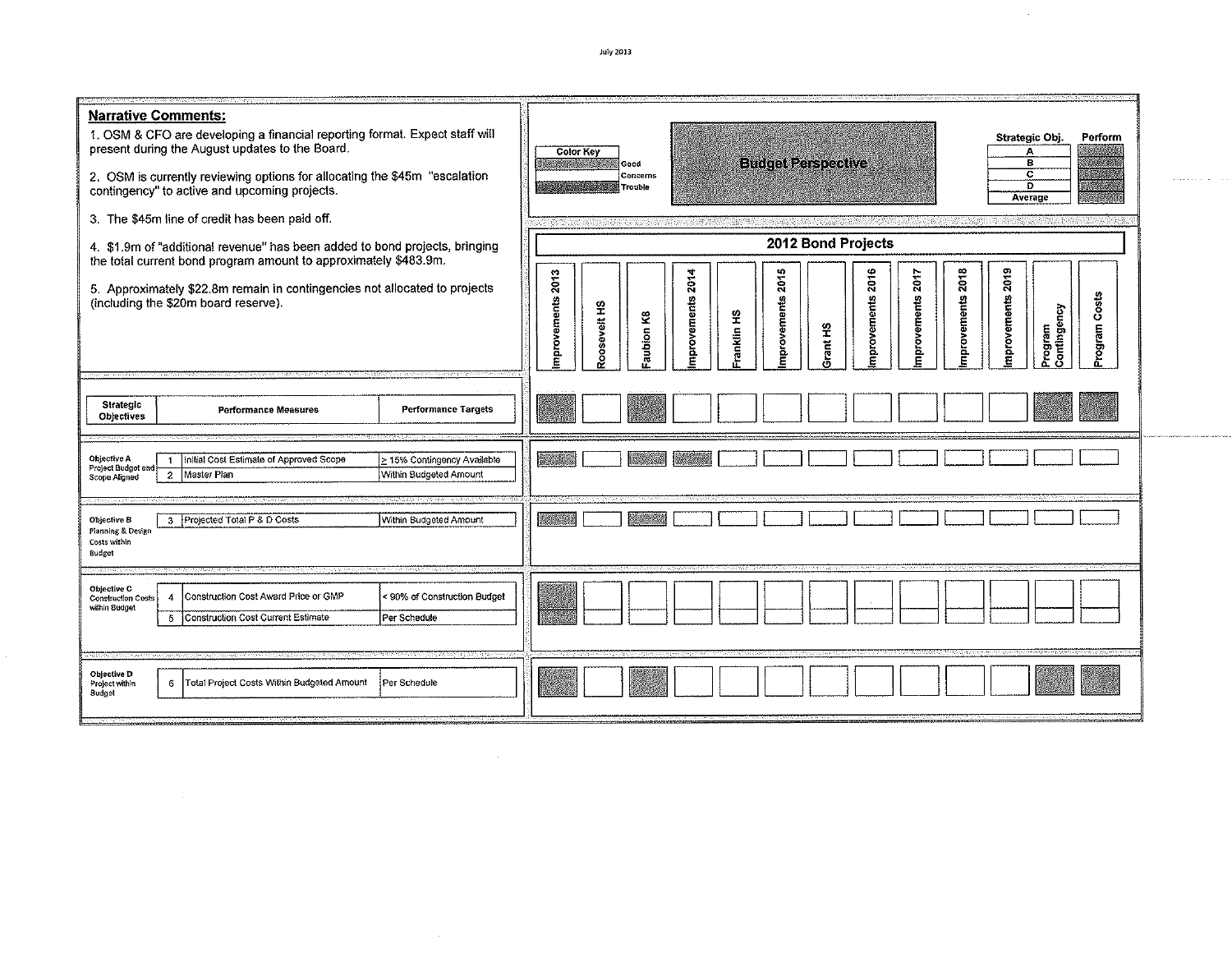July 2013

## Narrative Comments:

1. OSM & CFO are developing a financial reporting format. Expect staff will present during the August updates to the Board.

2. OSM is currently reviewing options for allocating the $45m "escalation contingency" to active and upcoming projects.

3. The $45m line of credit has been paid off.

4. $1.9m of "additional revenue" has been added to bond projects, bringing the total current bond program amount to approximately $483.9m.

5. Approximately $22.8m remain in contingencies not allocated to projects (including the $20m board reserve).

| Color Key | |
|---|---|
| | Good |
| | Concerns |
| | Trouble |

## Budget Perspective

| Strategic Obj. | Perform |
|---|---|
| A | |
| B | |
| C | |
| D | |
| Average | |

## 2012 Bond Projects

| Strategic Objectives | | Performance Measures | Performance Targets | Improvements 2013 | Roosevelt HS | Faubion K8 | Improvements 2014 | Franklin HS | Improvements 2015 | Grant HS | Improvements 2016 | Improvements 2017 | Improvements 2018 | Improvements 2019 | Program Contingency | Program Costs |
|---|---|---|---|---|---|---|---|---|---|---|---|---|---|---|---|---|
| Objective A Project Budget and Scope Aligned | 1 | Initial Cost Estimate of Approved Scope | ≥ 15% Contingency Available | | | | | | | | | | | | | |
| | 2 | Master Plan | Within Budgeted Amount | | | | | | | | | | | | | |
| Objective B Planning & Design Costs within Budget | 3 | Projected Total P & D Costs | Within Budgeted Amount | | | | | | | | | | | | | |
| Objective C Construction Costs within Budget | 4 | Construction Cost Award Price or GMP | < 90% of Construction Budget | | | | | | | | | | | | | |
| | 5 | Construction Cost Current Estimate | Per Schedule | | | | | | | | | | | | | |
| Objective D Project within Budget | 6 | Total Project Costs Within Budgeted Amount | Per Schedule | | | | | | | | | | | | | |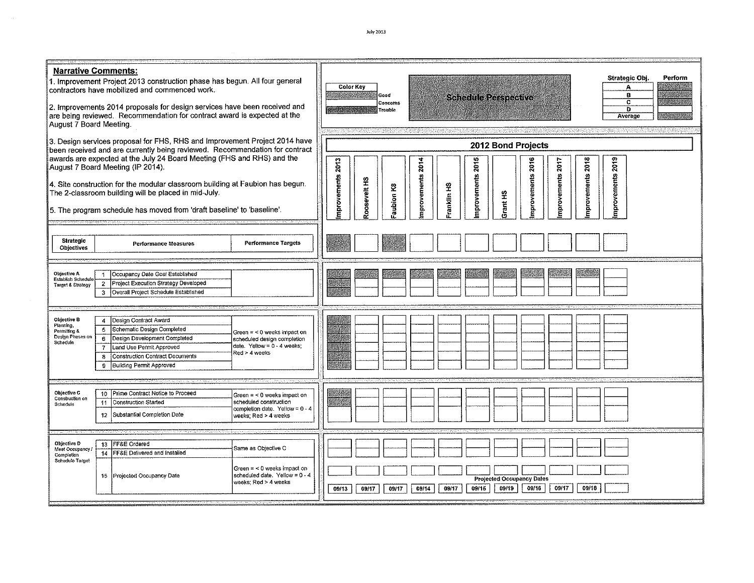July 2013

## Narrative Comments:

1. Improvement Project 2013 construction phase has begun. All four general contractors have mobilized and commenced work.

2. Improvements 2014 proposals for design services have been received and are being reviewed. Recommendation for contract award is expected at the August 7 Board Meeting.

3. Design services proposal for FHS, RHS and Improvement Project 2014 have been received and are currently being reviewed. Recommendation for contract awards are expected at the July 24 Board Meeting (FHS and RHS) and the August 7 Board Meeting (IP 2014).

4. Site construction for the modular classroom building at Faubion has begun. The 2-classroom building will be placed in mid-July.

5. The program schedule has moved from 'draft baseline' to 'baseline'.

| Color Key | |
|---|---|
| | Good |
| | Concerns |
| | Trouble |

## Schedule Perspective

| Strategic Obj. | Perform |
|---|---|
| A | |
| B | |
| C | |
| D | |
| Average | |

## 2012 Bond Projects

| Strategic Objectives | | Performance Measures | Performance Targets | Improvements 2013 | Roosevelt HS | Faubion K8 | Improvements 2014 | Franklin HS | Improvements 2015 | Grant HS | Improvements 2016 | Improvements 2017 | Improvements 2018 | Improvements 2019 |
|---|---|---|---|---|---|---|---|---|---|---|---|---|---|---|
| Objective A Establish Schedule Target & Strategy | 1 | Occupancy Date Goal Established | | | | | | | | | | | | |
| | 2 | Project Execution Strategy Developed | | | | | | | | | | | | |
| | 3 | Overall Project Schedule Established | | | | | | | | | | | | |
| Objective B Planning, Permitting & Design Phases on Schedule | 4 | Design Contract Award | Green = < 0 weeks impact on scheduled design completion date. Yellow = 0 - 4 weeks; Red > 4 weeks | | | | | | | | | | | |
| | 5 | Schematic Design Completed | | | | | | | | | | | | |
| | 6 | Design Development Completed | | | | | | | | | | | | |
| | 7 | Land Use Permit Approved | | | | | | | | | | | | |
| | 8 | Construction Contract Documents | | | | | | | | | | | | |
| | 9 | Building Permit Approved | | | | | | | | | | | | |
| Objective C Construction on Schedule | 10 | Prime Contract Notice to Proceed | Green = < 0 weeks impact on scheduled construction completion date. Yellow = 0 - 4 weeks; Red > 4 weeks | | | | | | | | | | | |
| | 11 | Construction Started | | | | | | | | | | | | |
| | 12 | Substantial Completion Date | | | | | | | | | | | | |
| Objective D Meet Occupancy / Completion Schedule Target | 13 | FF&E Ordered | Same as Objective C | | | | | | | | | | | |
| | 14 | FF&E Delivered and Installed | | | | | | | | | | | | |
| | 15 | Projected Occupancy Date | Green = < 0 weeks impact on scheduled date. Yellow = 0 - 4 weeks; Red > 4 weeks | | | | | | | | | | | |
| | | | Projected Occupancy Dates | 09/13 | 09/17 | 09/17 | 09/14 | 09/17 | 09/15 | 09/19 | 09/16 | 09/17 | 09/18 | |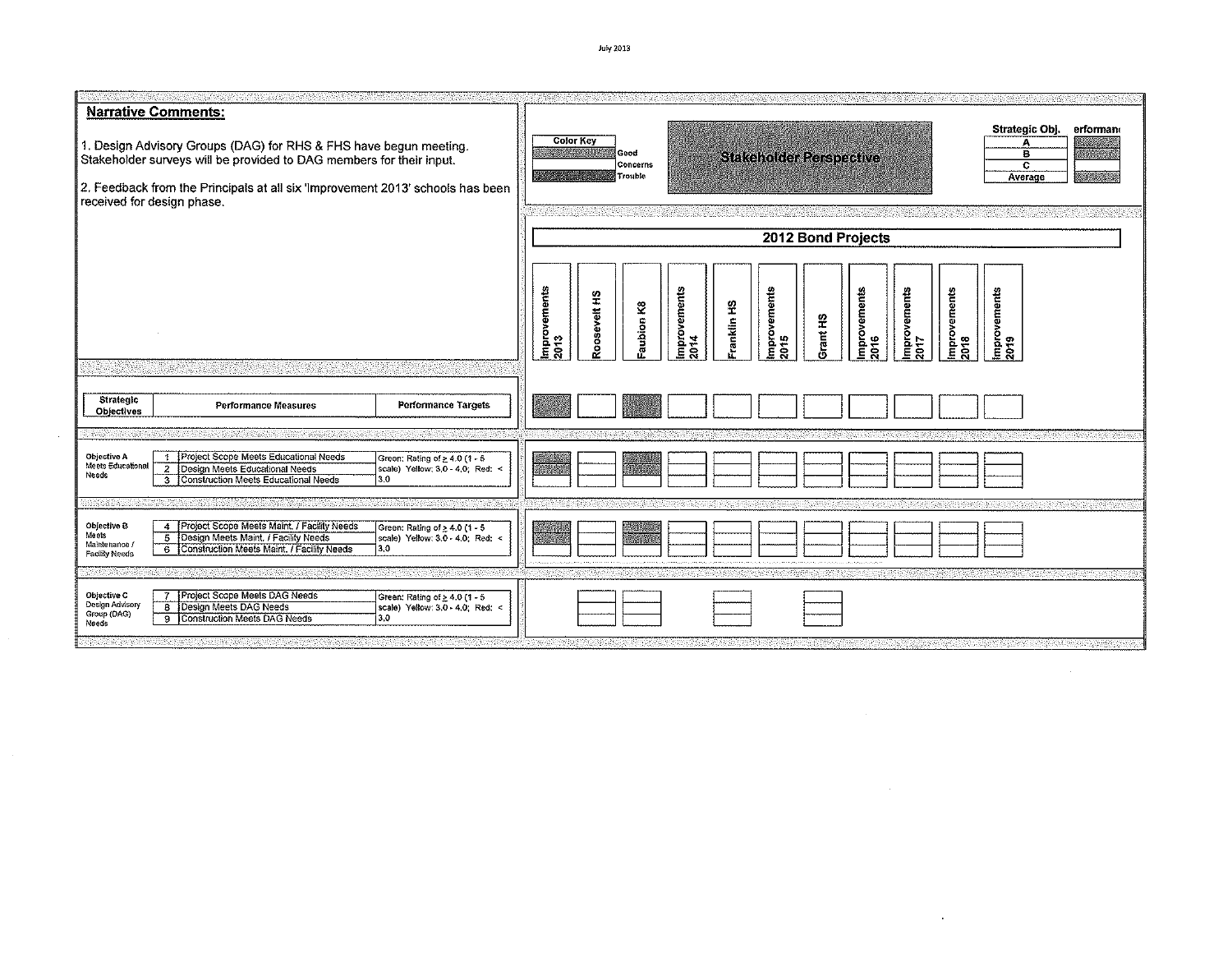July 2013

## Narrative Comments:

1. Design Advisory Groups (DAG) for RHS & FHS have begun meeting. Stakeholder surveys will be provided to DAG members for their input.

2. Feedback from the Principals at all six 'Improvement 2013' schools has been received for design phase.

| Color Key | |
|---|---|
| | Good |
| | Concerns |
| | Trouble |

## Stakeholder Perspective

| Strategic Obj. | erformanc |
|---|---|
| A | |
| B | |
| C | |
| Average | |

### 2012 Bond Projects

| Strategic Objectives | | Performance Measures | Performance Targets | Improvements 2013 | Roosevelt HS | Faubion K8 | Improvements 2014 | Franklin HS | Improvements 2015 | Grant HS | Improvements 2016 | Improvements 2017 | Improvements 2018 | Improvements 2019 |
|---|---|---|---|---|---|---|---|---|---|---|---|---|---|---|
| Objective A Meets Educational Needs | 1 | Project Scope Meets Educational Needs | Green: Rating of ≥ 4.0 (1 - 5 scale) Yellow: 3.0 - 4.0; Red: < 3.0 | | | | | | | | | | | |
| | 2 | Design Meets Educational Needs | | | | | | | | | | | | |
| | 3 | Construction Meets Educational Needs | | | | | | | | | | | | |
| Objective B Meets Maintenance / Facility Needs | 4 | Project Scope Meets Maint. / Facility Needs | Green: Rating of ≥ 4.0 (1 - 5 scale) Yellow: 3.0 - 4.0; Red: < 3.0 | | | | | | | | | | | |
| | 5 | Design Meets Maint. / Facility Needs | | | | | | | | | | | | |
| | 6 | Construction Meets Maint. / Facility Needs | | | | | | | | | | | | |
| Objective C Design Advisory Group (DAG) Needs | 7 | Project Scope Meets DAG Needs | Green: Rating of ≥ 4.0 (1 - 5 scale) Yellow: 3.0 - 4.0; Red: < 3.0 | | | | | | | | | | | |
| | 8 | Design Meets DAG Needs | | | | | | | | | | | | |
| | 9 | Construction Meets DAG Needs | | | | | | | | | | | | |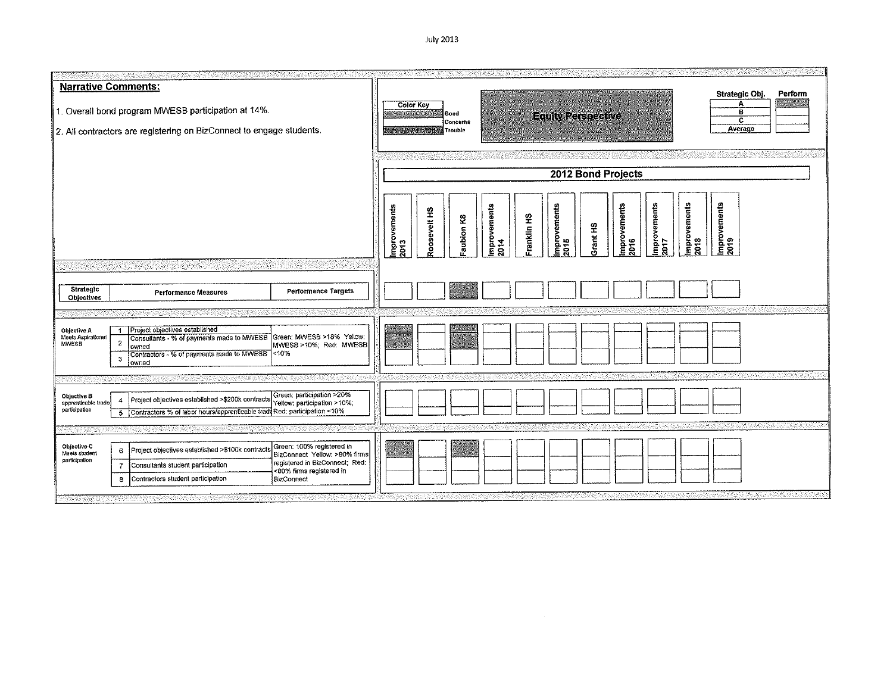July 2013

**Narrative Comments:**

1. Overall bond program MWESB participation at 14%.
2. All contractors are registering on BizConnect to engage students.

| Color Key | |
|---|---|
| | Good |
| | Concerns |
| | Trouble |

## Equity Perspective

| Strategic Obj. | Perform |
|---|---|
| A | |
| B | |
| C | |
| Average | |

### 2012 Bond Projects

Improvements 2013 | Roosevelt HS | Faubion K8 | Improvements 2014 | Franklin HS | Improvements 2015 | Grant HS | Improvements 2016 | Improvements 2017 | Improvements 2018 | Improvements 2019

| Strategic Objectives | | Performance Measures | Performance Targets |
|---|---|---|---|
| Objective A Meets Aspirational MWESB | 1 | Project objectives established | Green: MWESB >18% Yellow: MWESB >10%; Red: MWESB <10% |
| | 2 | Consultants - % of payments made to MWESB owned | |
| | 3 | Contractors - % of payments made to MWESB owned | |
| Objective B apprenticeable trade participation | 4 | Project objectives established >$200k contracts | Green: participation >20% Yellow: participation >10%; Red: participation <10% |
| | 5 | Contractors % of labor hours/apprenticeable trade | |
| Objective C Meets student participation | 6 | Project objectives established >$100k contracts | Green: 100% registered in BizConnect Yellow: >80% firms registered in BizConnect; Red: <80% firms registered in BizConnect |
| | 7 | Consultants student participation | |
| | 8 | Contractors student participation | |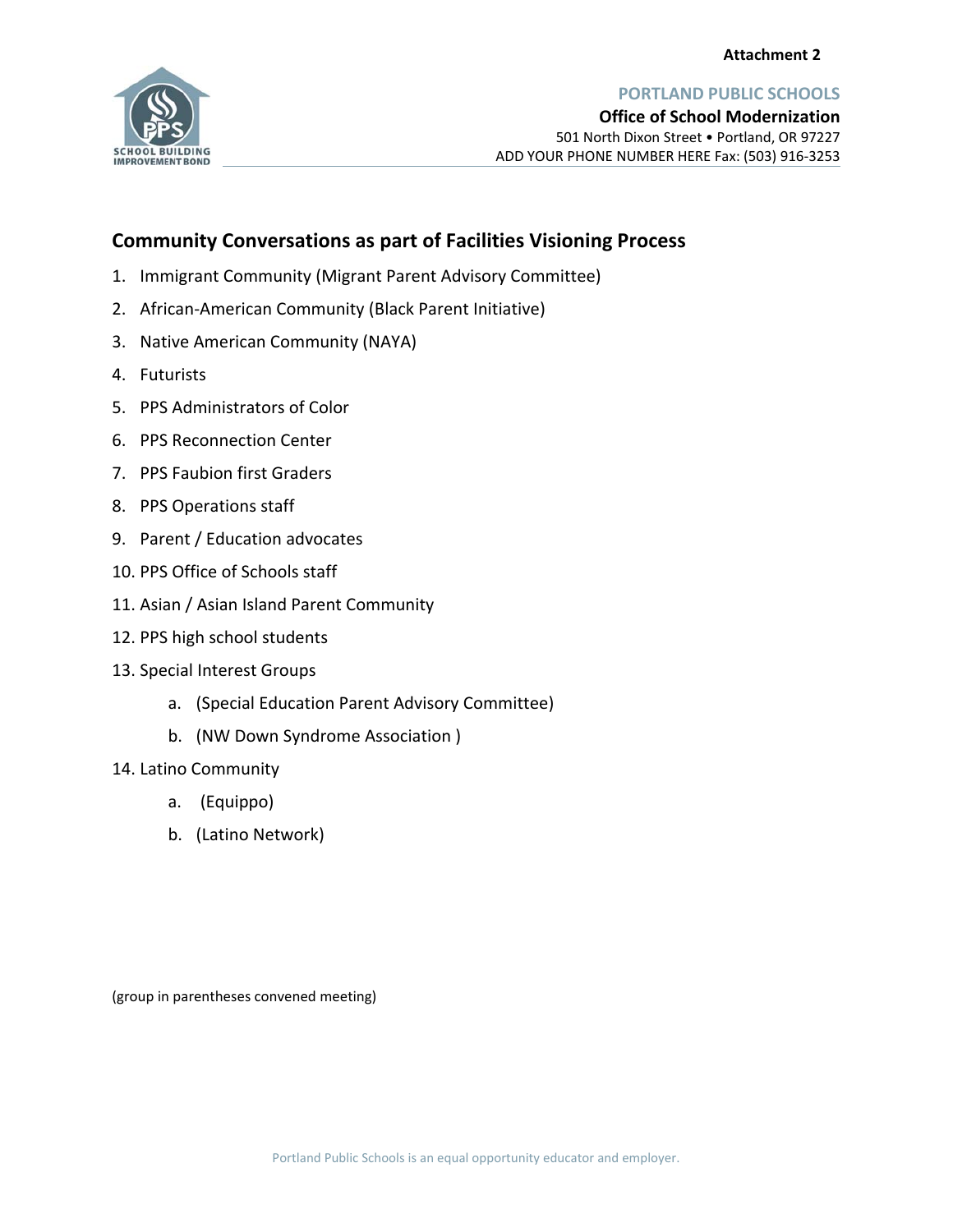**Attachment 2**

**PORTLAND PUBLIC SCHOOLS**
**Office of School Modernization**
501 North Dixon Street • Portland, OR 97227
ADD YOUR PHONE NUMBER HERE Fax: (503) 916-3253

## Community Conversations as part of Facilities Visioning Process

1. Immigrant Community (Migrant Parent Advisory Committee)
2. African-American Community (Black Parent Initiative)
3. Native American Community (NAYA)
4. Futurists
5. PPS Administrators of Color
6. PPS Reconnection Center
7. PPS Faubion first Graders
8. PPS Operations staff
9. Parent / Education advocates
10. PPS Office of Schools staff
11. Asian / Asian Island Parent Community
12. PPS high school students
13. Special Interest Groups
    a. (Special Education Parent Advisory Committee)
    b. (NW Down Syndrome Association )
14. Latino Community
    a. (Equippo)
    b. (Latino Network)

(group in parentheses convened meeting)

Portland Public Schools is an equal opportunity educator and employer.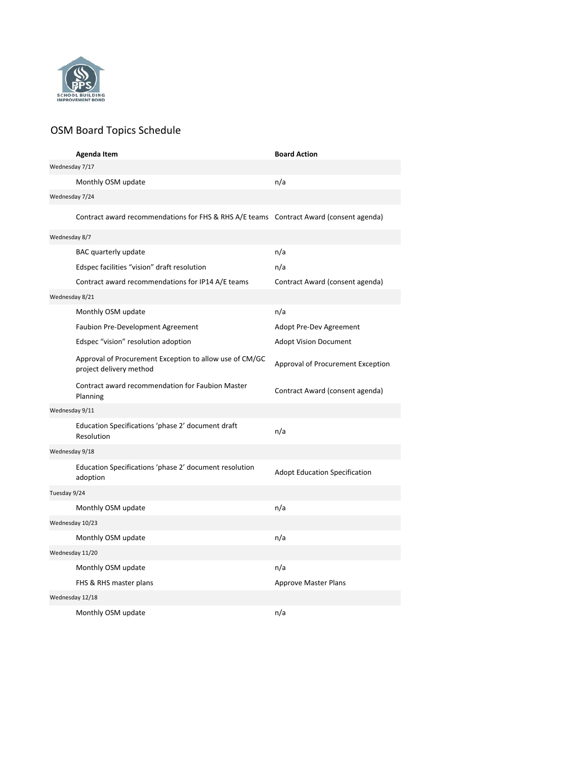# OSM Board Topics Schedule

| Agenda Item | Board Action |
|---|---|
| **Wednesday 7/17** | |
| Monthly OSM update | n/a |
| **Wednesday 7/24** | |
| Contract award recommendations for FHS & RHS A/E teams | Contract Award (consent agenda) |
| **Wednesday 8/7** | |
| BAC quarterly update | n/a |
| Edspec facilities "vision" draft resolution | n/a |
| Contract award recommendations for IP14 A/E teams | Contract Award (consent agenda) |
| **Wednesday 8/21** | |
| Monthly OSM update | n/a |
| Faubion Pre-Development Agreement | Adopt Pre-Dev Agreement |
| Edspec "vision" resolution adoption | Adopt Vision Document |
| Approval of Procurement Exception to allow use of CM/GC project delivery method | Approval of Procurement Exception |
| Contract award recommendation for Faubion Master Planning | Contract Award (consent agenda) |
| **Wednesday 9/11** | |
| Education Specifications 'phase 2' document draft Resolution | n/a |
| **Wednesday 9/18** | |
| Education Specifications 'phase 2' document resolution adoption | Adopt Education Specification |
| **Tuesday 9/24** | |
| Monthly OSM update | n/a |
| **Wednesday 10/23** | |
| Monthly OSM update | n/a |
| **Wednesday 11/20** | |
| Monthly OSM update | n/a |
| FHS & RHS master plans | Approve Master Plans |
| **Wednesday 12/18** | |
| Monthly OSM update | n/a |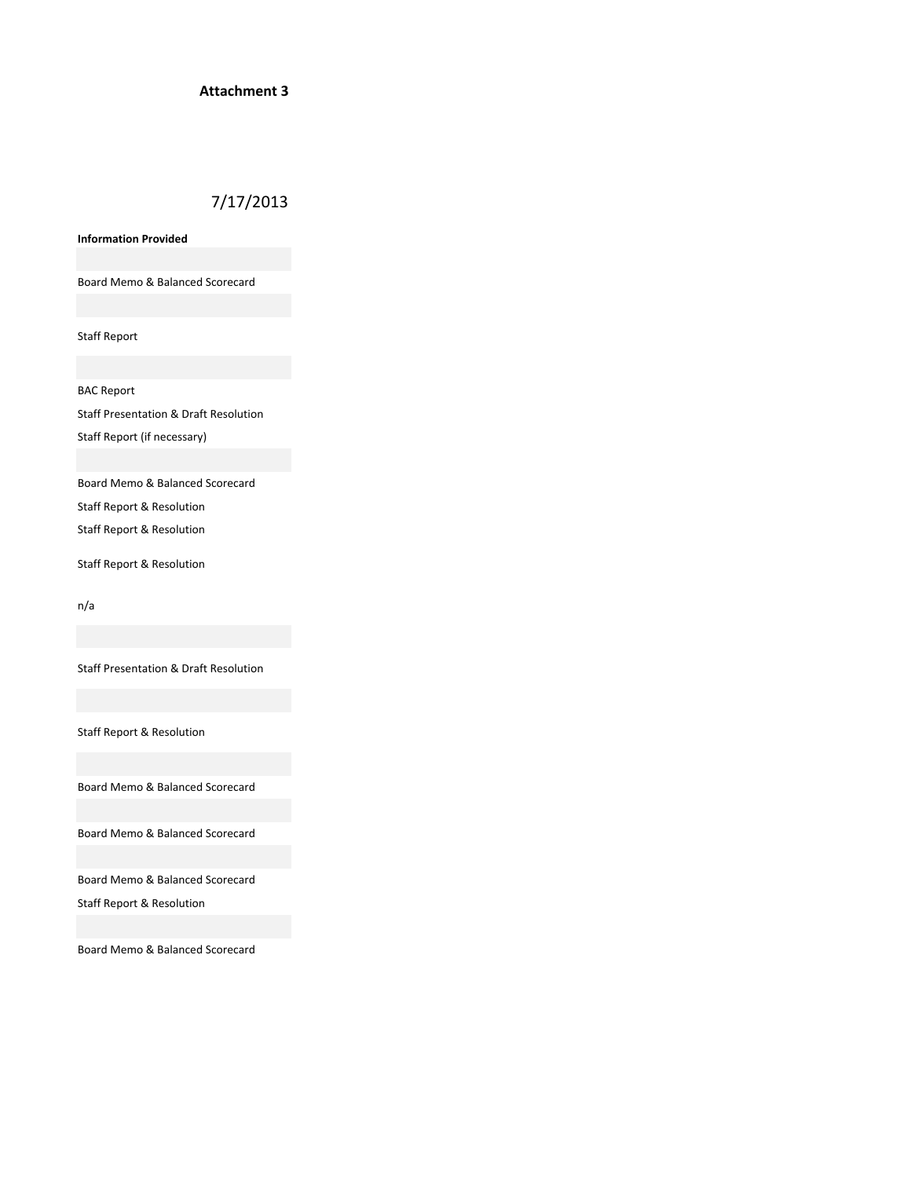**Attachment 3**

7/17/2013

| Information Provided |
| --- |
| |
| Board Memo & Balanced Scorecard |
| |
| Staff Report |
| |
| BAC Report |
| Staff Presentation & Draft Resolution |
| Staff Report (if necessary) |
| |
| Board Memo & Balanced Scorecard |
| Staff Report & Resolution |
| Staff Report & Resolution |
| Staff Report & Resolution |
| n/a |
| |
| Staff Presentation & Draft Resolution |
| |
| Staff Report & Resolution |
| |
| Board Memo & Balanced Scorecard |
| |
| Board Memo & Balanced Scorecard |
| |
| Board Memo & Balanced Scorecard |
| Staff Report & Resolution |
| |
| Board Memo & Balanced Scorecard |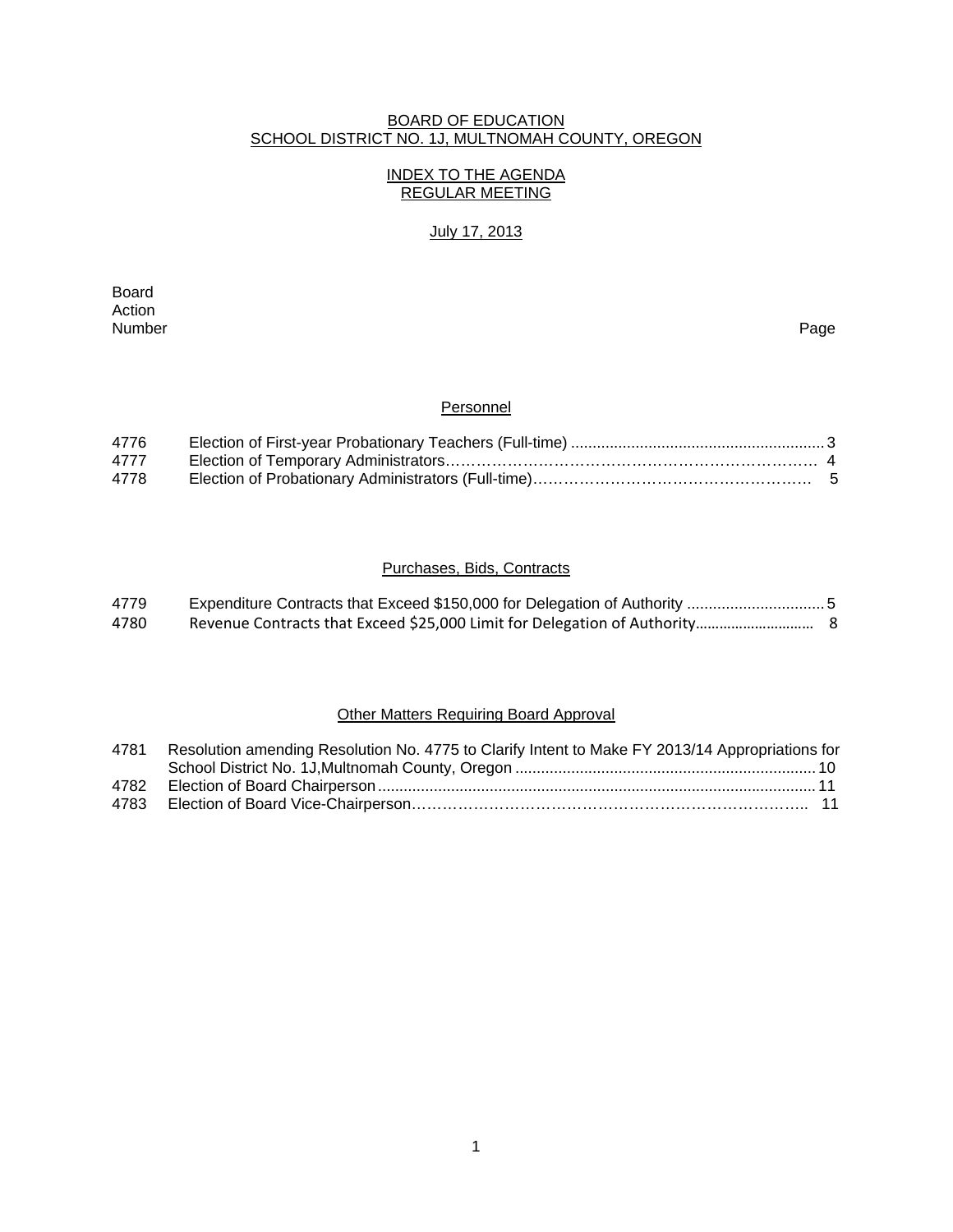BOARD OF EDUCATION
SCHOOL DISTRICT NO. 1J, MULTNOMAH COUNTY, OREGON

INDEX TO THE AGENDA
REGULAR MEETING

July 17, 2013

| Board Action Number | | Page |
|---|---|---|

## Personnel

| | | |
|---|---|---|
| 4776 | Election of First-year Probationary Teachers (Full-time) | 3 |
| 4777 | Election of Temporary Administrators | 4 |
| 4778 | Election of Probationary Administrators (Full-time) | 5 |

## Purchases, Bids, Contracts

| | | |
|---|---|---|
| 4779 | Expenditure Contracts that Exceed $150,000 for Delegation of Authority | 5 |
| 4780 | Revenue Contracts that Exceed $25,000 Limit for Delegation of Authority | 8 |

## Other Matters Requiring Board Approval

| | | |
|---|---|---|
| 4781 | Resolution amending Resolution No. 4775 to Clarify Intent to Make FY 2013/14 Appropriations for School District No. 1J,Multnomah County, Oregon | 10 |
| 4782 | Election of Board Chairperson | 11 |
| 4783 | Election of Board Vice-Chairperson | 11 |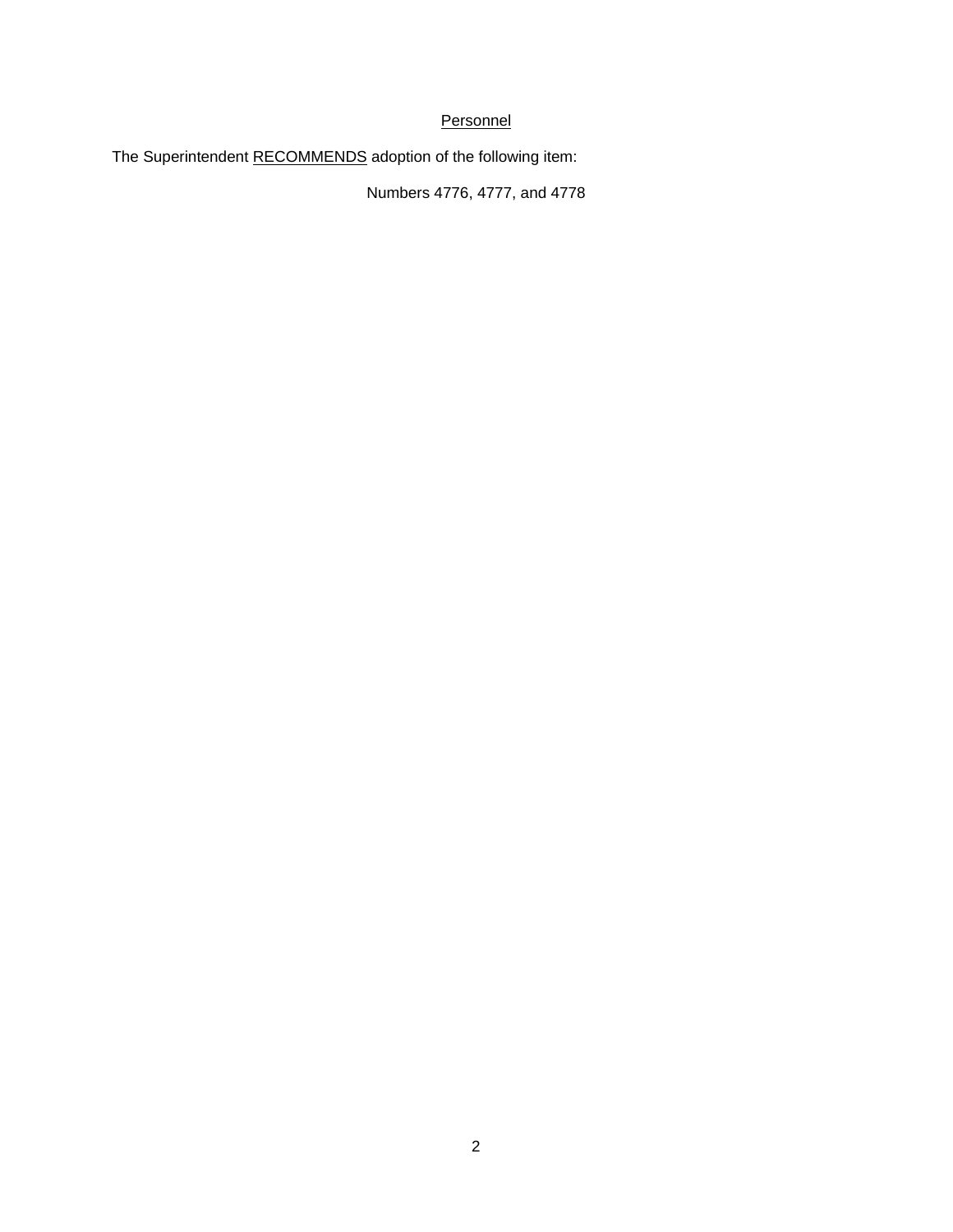<u>Personnel</u>

The Superintendent <u>RECOMMENDS</u> adoption of the following item:

Numbers 4776, 4777, and 4778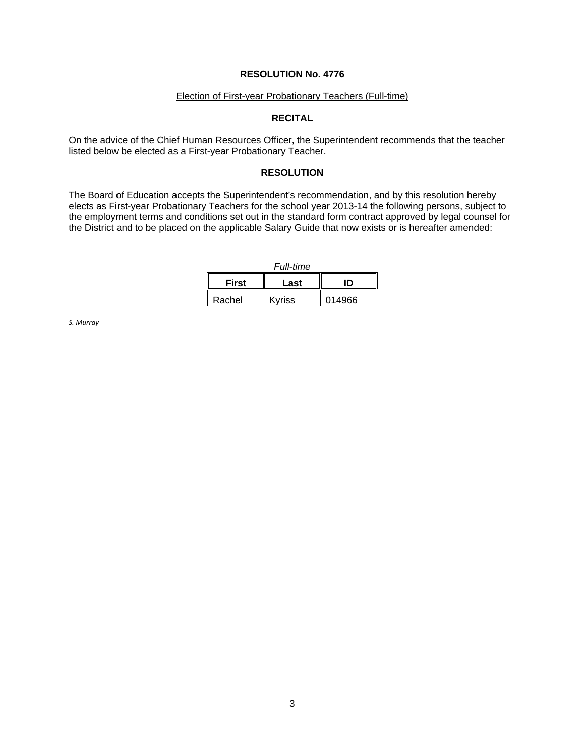**RESOLUTION No. 4776**

Election of First-year Probationary Teachers (Full-time)

**RECITAL**

On the advice of the Chief Human Resources Officer, the Superintendent recommends that the teacher listed below be elected as a First-year Probationary Teacher.

**RESOLUTION**

The Board of Education accepts the Superintendent's recommendation, and by this resolution hereby elects as First-year Probationary Teachers for the school year 2013-14 the following persons, subject to the employment terms and conditions set out in the standard form contract approved by legal counsel for the District and to be placed on the applicable Salary Guide that now exists or is hereafter amended:

*Full-time*

| First | Last | ID |
|---|---|---|
| Rachel | Kyriss | 014966 |

*S. Murray*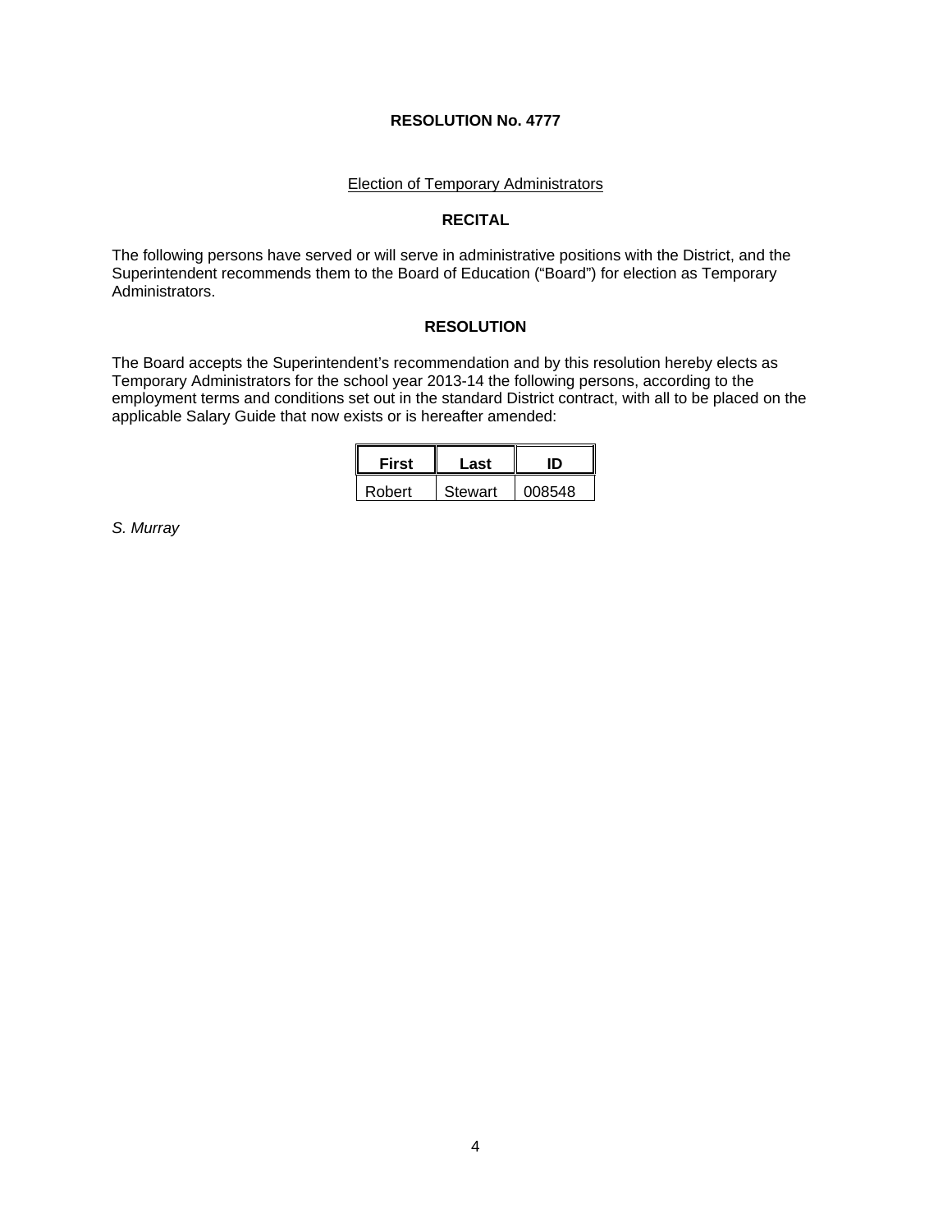**RESOLUTION No. 4777**

Election of Temporary Administrators

**RECITAL**

The following persons have served or will serve in administrative positions with the District, and the Superintendent recommends them to the Board of Education ("Board") for election as Temporary Administrators.

**RESOLUTION**

The Board accepts the Superintendent's recommendation and by this resolution hereby elects as Temporary Administrators for the school year 2013-14 the following persons, according to the employment terms and conditions set out in the standard District contract, with all to be placed on the applicable Salary Guide that now exists or is hereafter amended:

| First | Last | ID |
|---|---|---|
| Robert | Stewart | 008548 |

*S. Murray*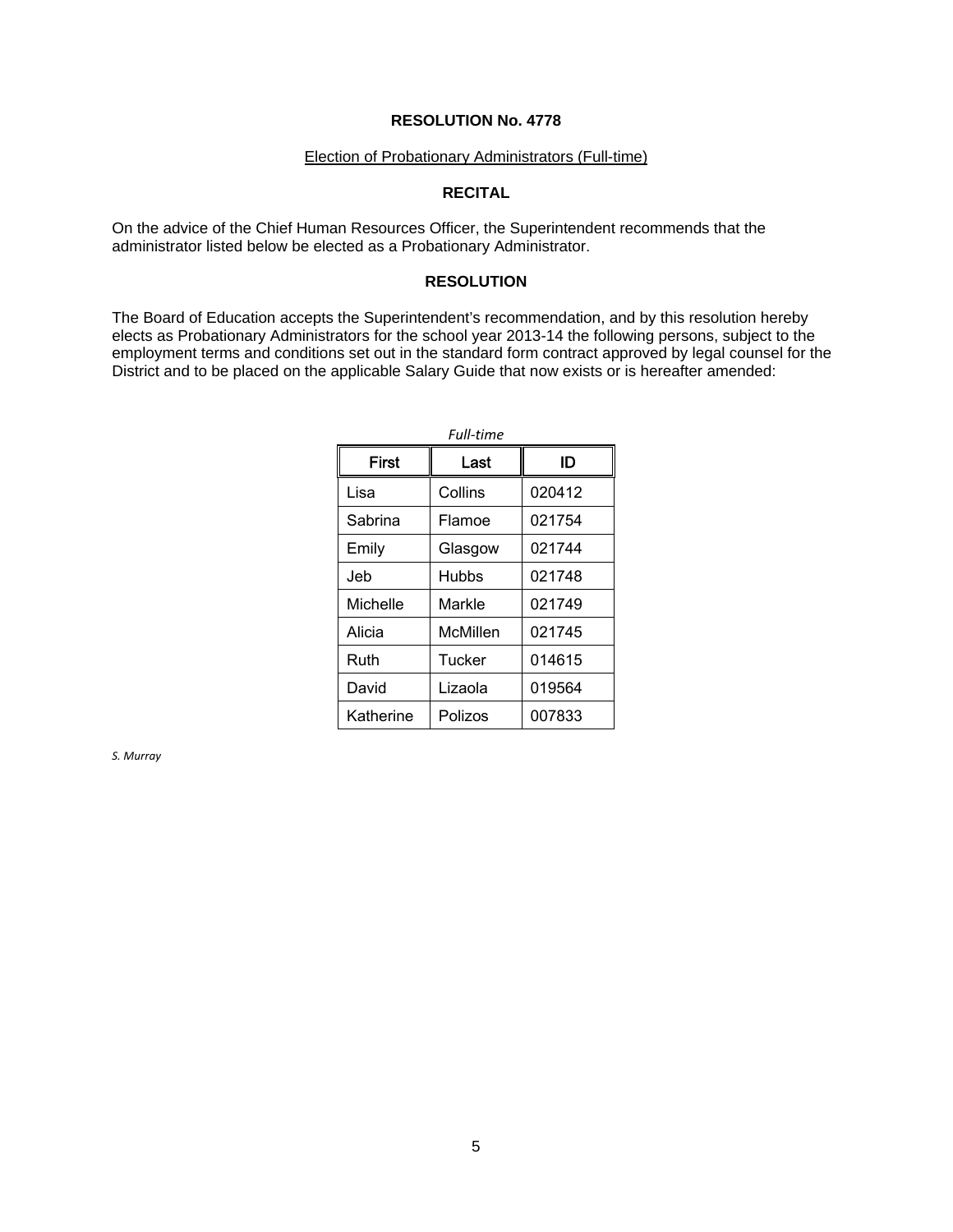**RESOLUTION No. 4778**

Election of Probationary Administrators (Full-time)

**RECITAL**

On the advice of the Chief Human Resources Officer, the Superintendent recommends that the administrator listed below be elected as a Probationary Administrator.

**RESOLUTION**

The Board of Education accepts the Superintendent's recommendation, and by this resolution hereby elects as Probationary Administrators for the school year 2013-14 the following persons, subject to the employment terms and conditions set out in the standard form contract approved by legal counsel for the District and to be placed on the applicable Salary Guide that now exists or is hereafter amended:

*Full-time*

| First | Last | ID |
|---|---|---|
| Lisa | Collins | 020412 |
| Sabrina | Flamoe | 021754 |
| Emily | Glasgow | 021744 |
| Jeb | Hubbs | 021748 |
| Michelle | Markle | 021749 |
| Alicia | McMillen | 021745 |
| Ruth | Tucker | 014615 |
| David | Lizaola | 019564 |
| Katherine | Polizos | 007833 |

*S. Murray*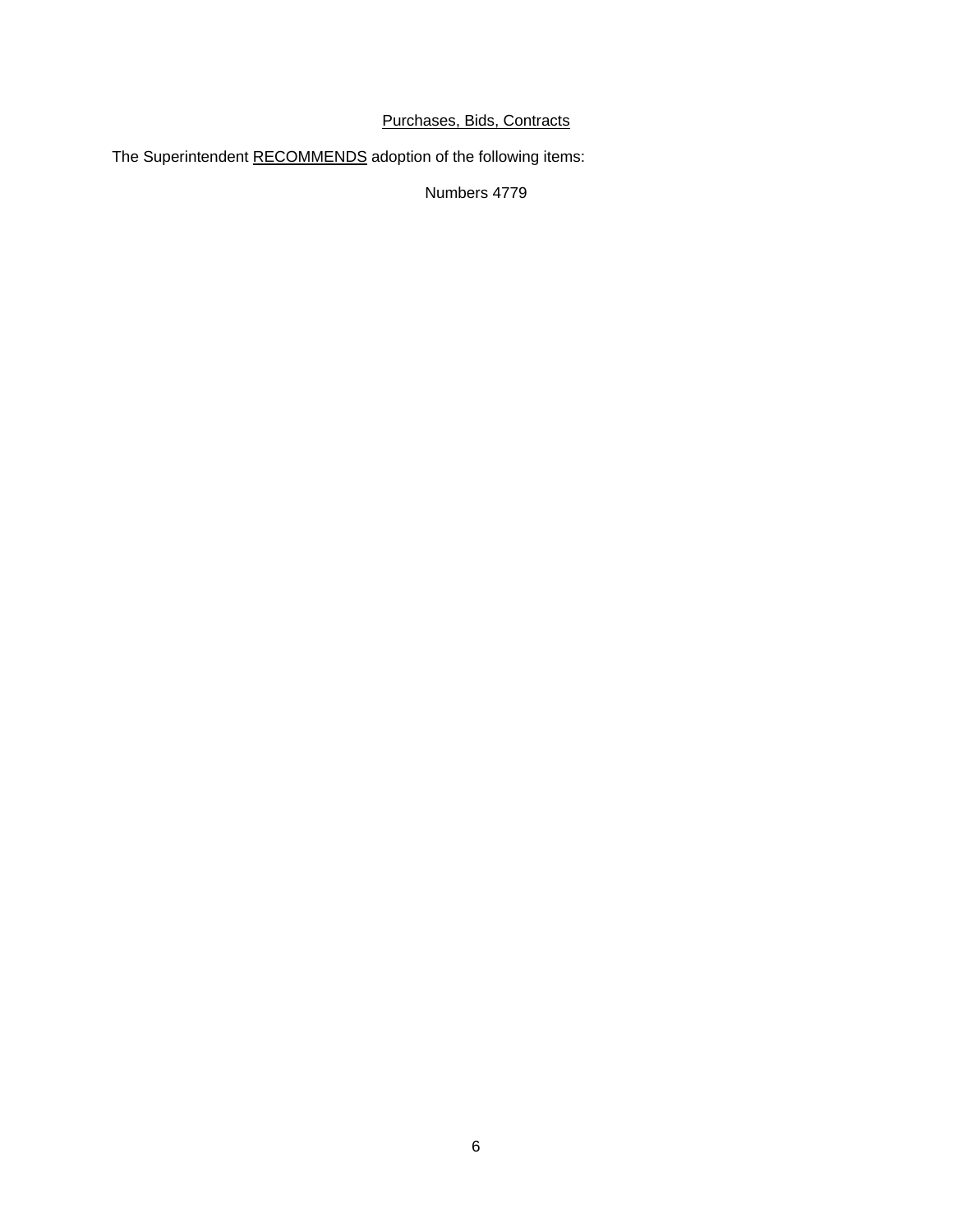Purchases, Bids, Contracts

The Superintendent RECOMMENDS adoption of the following items:

Numbers 4779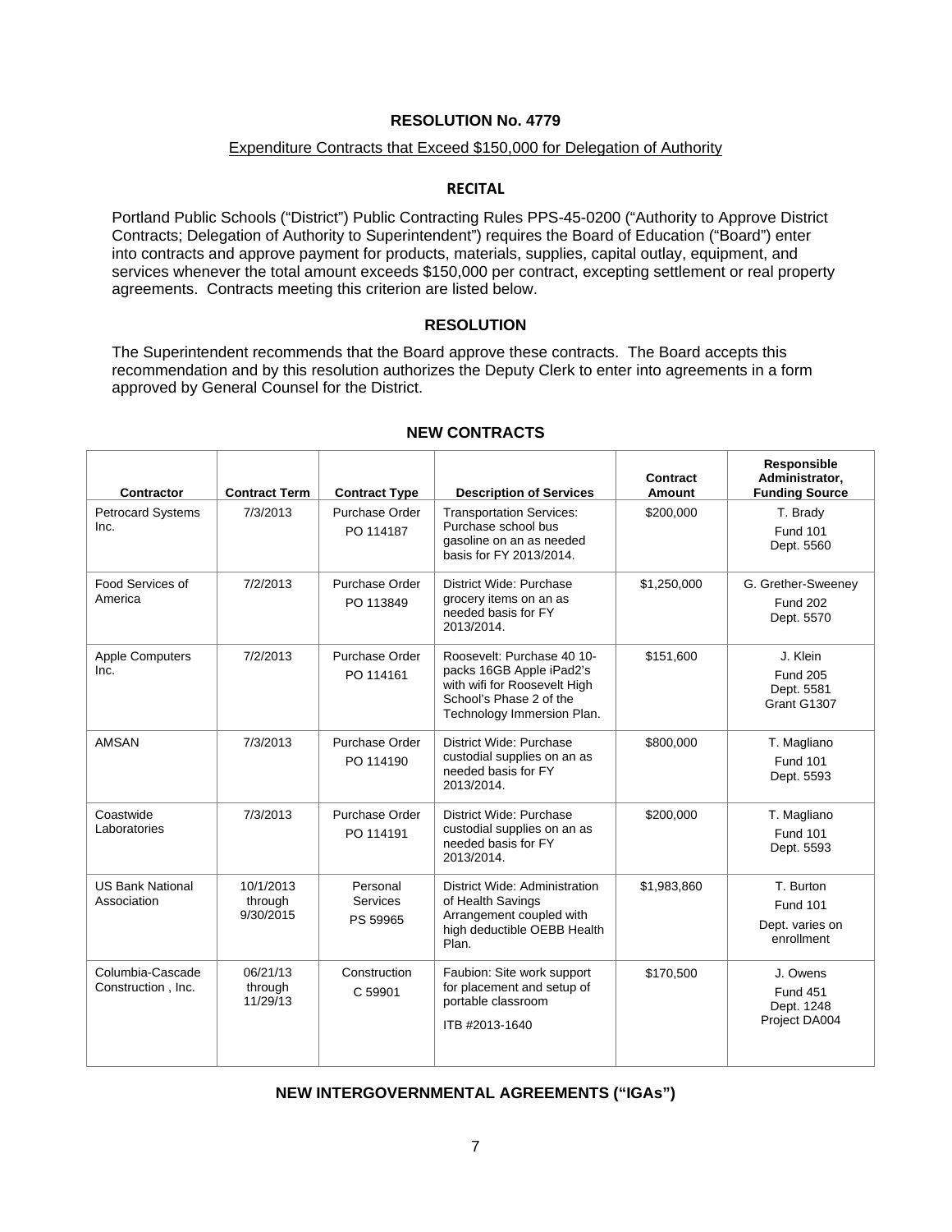## RESOLUTION No. 4779

Expenditure Contracts that Exceed $150,000 for Delegation of Authority

### RECITAL

Portland Public Schools ("District") Public Contracting Rules PPS-45-0200 ("Authority to Approve District Contracts; Delegation of Authority to Superintendent") requires the Board of Education ("Board") enter into contracts and approve payment for products, materials, supplies, capital outlay, equipment, and services whenever the total amount exceeds $150,000 per contract, excepting settlement or real property agreements. Contracts meeting this criterion are listed below.

### RESOLUTION

The Superintendent recommends that the Board approve these contracts. The Board accepts this recommendation and by this resolution authorizes the Deputy Clerk to enter into agreements in a form approved by General Counsel for the District.

### NEW CONTRACTS

| Contractor | Contract Term | Contract Type | Description of Services | Contract Amount | Responsible Administrator, Funding Source |
|---|---|---|---|---|---|
| Petrocard Systems Inc. | 7/3/2013 | Purchase Order PO 114187 | Transportation Services: Purchase school bus gasoline on an as needed basis for FY 2013/2014. | $200,000 | T. Brady Fund 101 Dept. 5560 |
| Food Services of America | 7/2/2013 | Purchase Order PO 113849 | District Wide: Purchase grocery items on an as needed basis for FY 2013/2014. | $1,250,000 | G. Grether-Sweeney Fund 202 Dept. 5570 |
| Apple Computers Inc. | 7/2/2013 | Purchase Order PO 114161 | Roosevelt: Purchase 40 10-packs 16GB Apple iPad2's with wifi for Roosevelt High School's Phase 2 of the Technology Immersion Plan. | $151,600 | J. Klein Fund 205 Dept. 5581 Grant G1307 |
| AMSAN | 7/3/2013 | Purchase Order PO 114190 | District Wide: Purchase custodial supplies on an as needed basis for FY 2013/2014. | $800,000 | T. Magliano Fund 101 Dept. 5593 |
| Coastwide Laboratories | 7/3/2013 | Purchase Order PO 114191 | District Wide: Purchase custodial supplies on an as needed basis for FY 2013/2014. | $200,000 | T. Magliano Fund 101 Dept. 5593 |
| US Bank National Association | 10/1/2013 through 9/30/2015 | Personal Services PS 59965 | District Wide: Administration of Health Savings Arrangement coupled with high deductible OEBB Health Plan. | $1,983,860 | T. Burton Fund 101 Dept. varies on enrollment |
| Columbia-Cascade Construction , Inc. | 06/21/13 through 11/29/13 | Construction C 59901 | Faubion: Site work support for placement and setup of portable classroom ITB #2013-1640 | $170,500 | J. Owens Fund 451 Dept. 1248 Project DA004 |

### NEW INTERGOVERNMENTAL AGREEMENTS ("IGAs")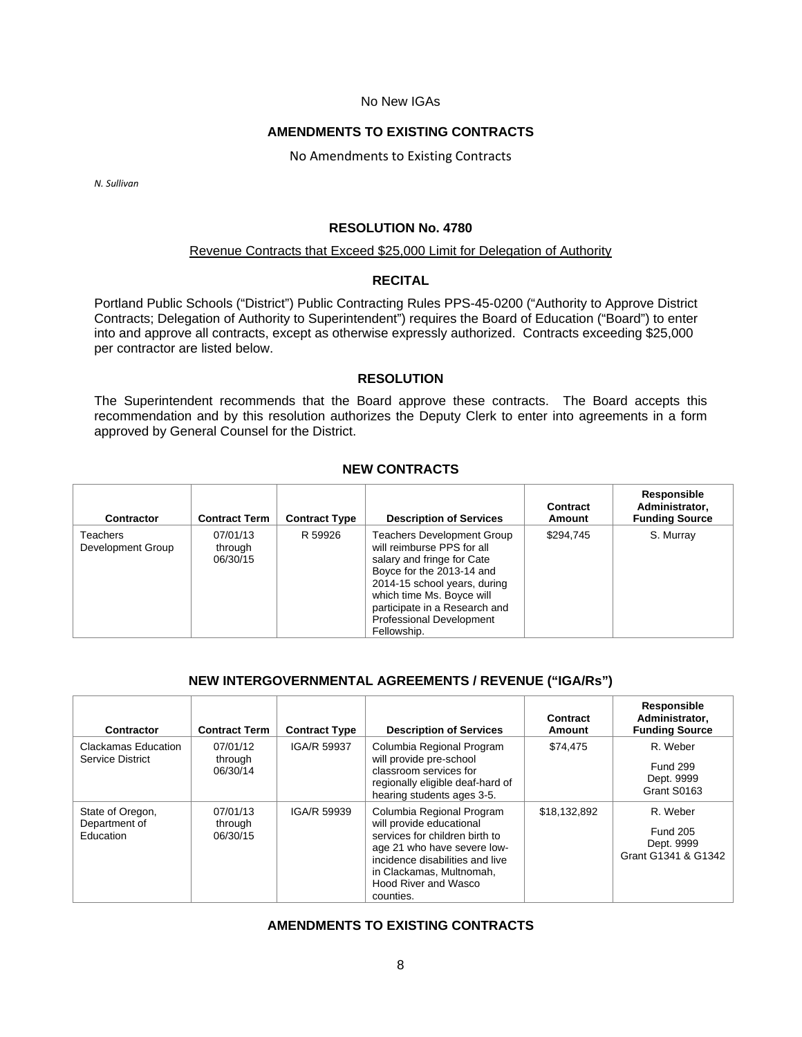No New IGAs

## AMENDMENTS TO EXISTING CONTRACTS

No Amendments to Existing Contracts

*N. Sullivan*

## RESOLUTION No. 4780

Revenue Contracts that Exceed $25,000 Limit for Delegation of Authority

### RECITAL

Portland Public Schools ("District") Public Contracting Rules PPS-45-0200 ("Authority to Approve District Contracts; Delegation of Authority to Superintendent") requires the Board of Education ("Board") to enter into and approve all contracts, except as otherwise expressly authorized. Contracts exceeding $25,000 per contractor are listed below.

### RESOLUTION

The Superintendent recommends that the Board approve these contracts. The Board accepts this recommendation and by this resolution authorizes the Deputy Clerk to enter into agreements in a form approved by General Counsel for the District.

### NEW CONTRACTS

| Contractor | Contract Term | Contract Type | Description of Services | Contract Amount | Responsible Administrator, Funding Source |
|---|---|---|---|---|---|
| Teachers Development Group | 07/01/13 through 06/30/15 | R 59926 | Teachers Development Group will reimburse PPS for all salary and fringe for Cate Boyce for the 2013-14 and 2014-15 school years, during which time Ms. Boyce will participate in a Research and Professional Development Fellowship. | $294,745 | S. Murray |

### NEW INTERGOVERNMENTAL AGREEMENTS / REVENUE ("IGA/Rs")

| Contractor | Contract Term | Contract Type | Description of Services | Contract Amount | Responsible Administrator, Funding Source |
|---|---|---|---|---|---|
| Clackamas Education Service District | 07/01/12 through 06/30/14 | IGA/R 59937 | Columbia Regional Program will provide pre-school classroom services for regionally eligible deaf-hard of hearing students ages 3-5. | $74,475 | R. Weber<br>Fund 299<br>Dept. 9999<br>Grant S0163 |
| State of Oregon, Department of Education | 07/01/13 through 06/30/15 | IGA/R 59939 | Columbia Regional Program will provide educational services for children birth to age 21 who have severe low-incidence disabilities and live in Clackamas, Multnomah, Hood River and Wasco counties. | $18,132,892 | R. Weber<br>Fund 205<br>Dept. 9999<br>Grant G1341 & G1342 |

## AMENDMENTS TO EXISTING CONTRACTS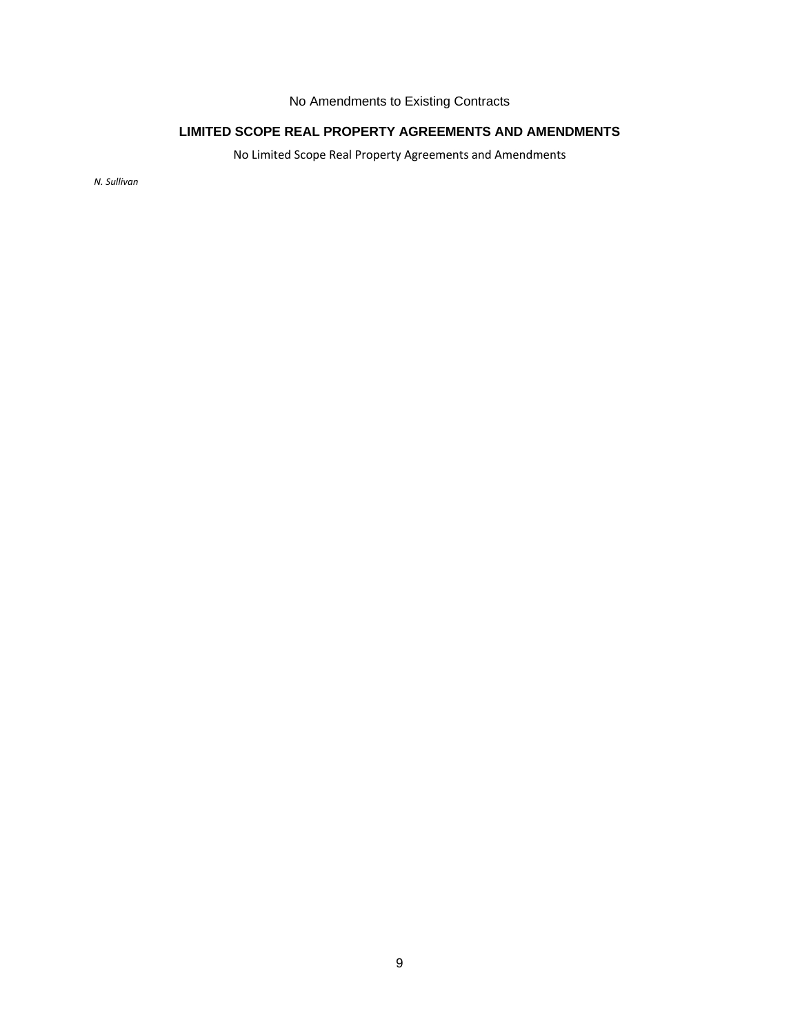No Amendments to Existing Contracts

## LIMITED SCOPE REAL PROPERTY AGREEMENTS AND AMENDMENTS

No Limited Scope Real Property Agreements and Amendments

*N. Sullivan*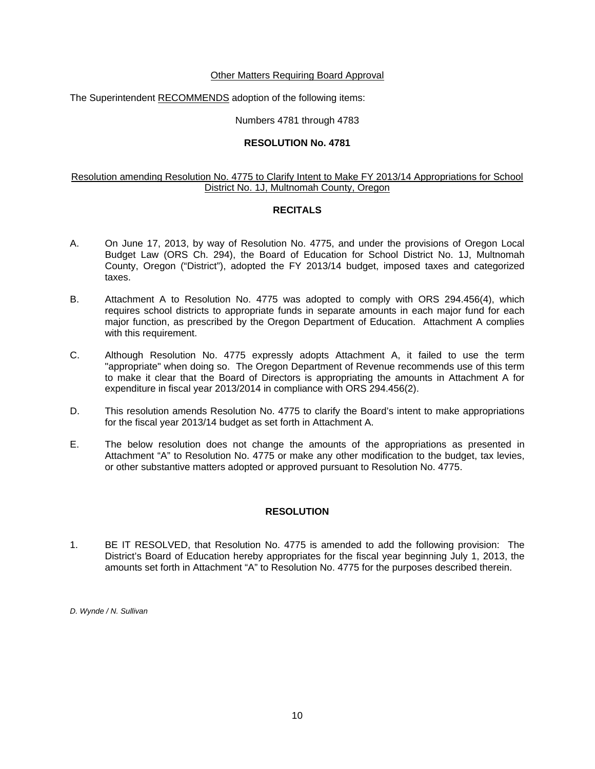Other Matters Requiring Board Approval

The Superintendent RECOMMENDS adoption of the following items:

Numbers 4781 through 4783

**RESOLUTION No. 4781**

Resolution amending Resolution No. 4775 to Clarify Intent to Make FY 2013/14 Appropriations for School District No. 1J, Multnomah County, Oregon

**RECITALS**

A. On June 17, 2013, by way of Resolution No. 4775, and under the provisions of Oregon Local Budget Law (ORS Ch. 294), the Board of Education for School District No. 1J, Multnomah County, Oregon ("District"), adopted the FY 2013/14 budget, imposed taxes and categorized taxes.

B. Attachment A to Resolution No. 4775 was adopted to comply with ORS 294.456(4), which requires school districts to appropriate funds in separate amounts in each major fund for each major function, as prescribed by the Oregon Department of Education. Attachment A complies with this requirement.

C. Although Resolution No. 4775 expressly adopts Attachment A, it failed to use the term "appropriate" when doing so. The Oregon Department of Revenue recommends use of this term to make it clear that the Board of Directors is appropriating the amounts in Attachment A for expenditure in fiscal year 2013/2014 in compliance with ORS 294.456(2).

D. This resolution amends Resolution No. 4775 to clarify the Board's intent to make appropriations for the fiscal year 2013/14 budget as set forth in Attachment A.

E. The below resolution does not change the amounts of the appropriations as presented in Attachment "A" to Resolution No. 4775 or make any other modification to the budget, tax levies, or other substantive matters adopted or approved pursuant to Resolution No. 4775.

**RESOLUTION**

1. BE IT RESOLVED, that Resolution No. 4775 is amended to add the following provision: The District's Board of Education hereby appropriates for the fiscal year beginning July 1, 2013, the amounts set forth in Attachment "A" to Resolution No. 4775 for the purposes described therein.

*D. Wynde / N. Sullivan*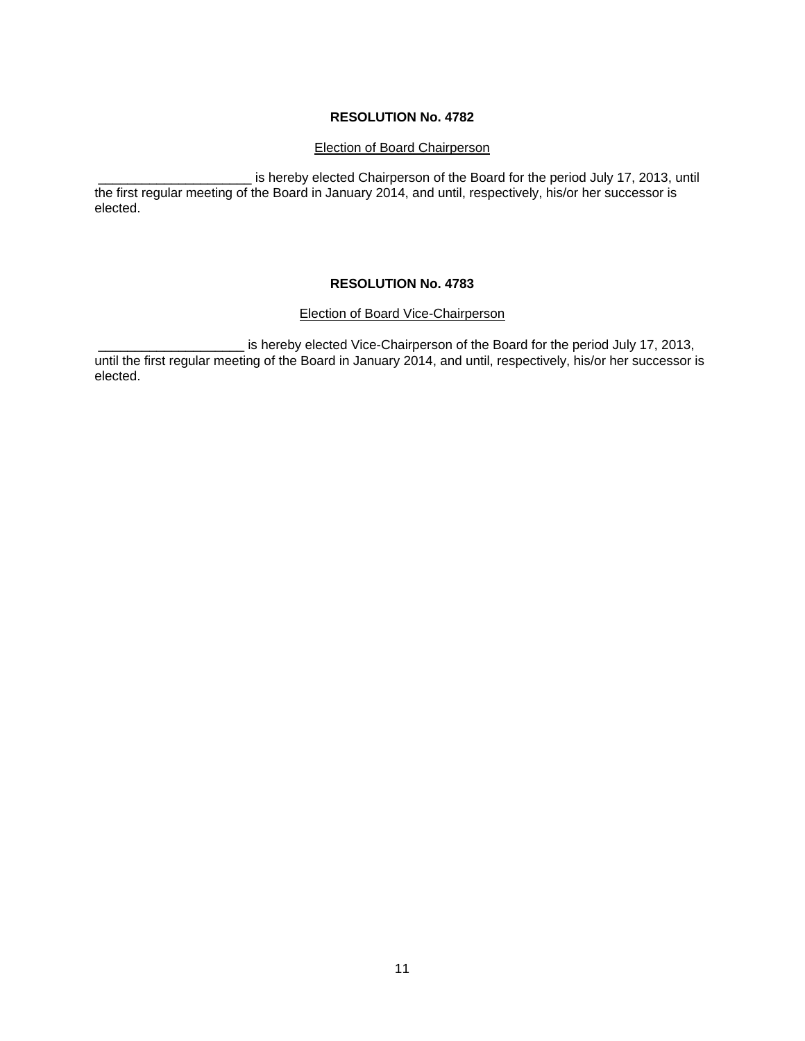**RESOLUTION No. 4782**

Election of Board Chairperson

_____________________ is hereby elected Chairperson of the Board for the period July 17, 2013, until the first regular meeting of the Board in January 2014, and until, respectively, his/or her successor is elected.

**RESOLUTION No. 4783**

Election of Board Vice-Chairperson

____________________ is hereby elected Vice-Chairperson of the Board for the period July 17, 2013, until the first regular meeting of the Board in January 2014, and until, respectively, his/or her successor is elected.